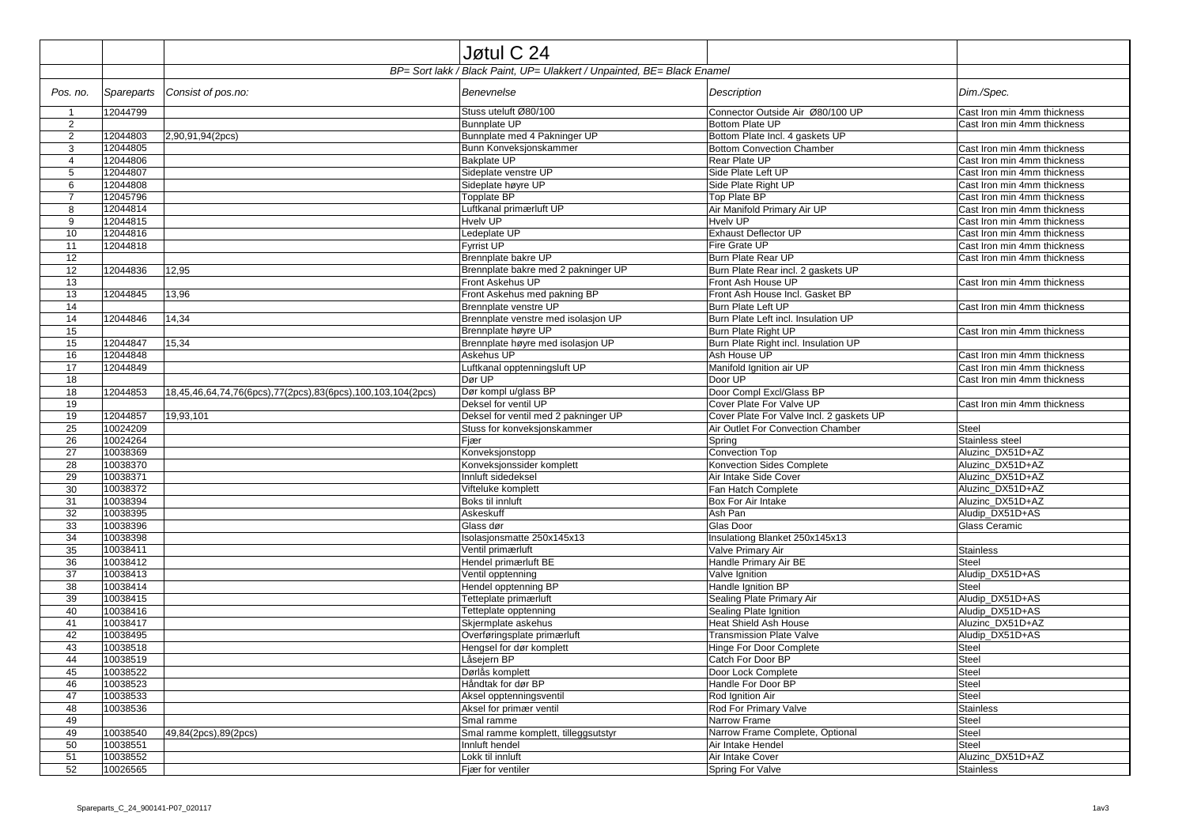| | | | Jøtul C 24 | | |
|---|---|---|---|---|---|
| | | *BP= Sort lakk / Black Paint, UP= Ulakkert / Unpainted, BE= Black Enamel* | | | |
| *Pos. no.* | *Spareparts* | *Consist of pos.no:* | *Benevnelse* | *Description* | *Dim./Spec.* |
| 1 | 12044799 | | Stuss uteluft Ø80/100 | Connector Outside Air Ø80/100 UP | Cast Iron min 4mm thickness |
| 2 | | | Bunnplate UP | Bottom Plate UP | Cast Iron min 4mm thickness |
| 2 | 12044803 | 2,90,91,94(2pcs) | Bunnplate med 4 Pakninger UP | Bottom Plate Incl. 4 gaskets UP | |
| 3 | 12044805 | | Bunn Konveksjonskammer | Bottom Convection Chamber | Cast Iron min 4mm thickness |
| 4 | 12044806 | | Bakplate UP | Rear Plate UP | Cast Iron min 4mm thickness |
| 5 | 12044807 | | Sideplate venstre UP | Side Plate Left UP | Cast Iron min 4mm thickness |
| 6 | 12044808 | | Sideplate høyre UP | Side Plate Right UP | Cast Iron min 4mm thickness |
| 7 | 12045796 | | Topplate BP | Top Plate BP | Cast Iron min 4mm thickness |
| 8 | 12044814 | | Luftkanal primærluft UP | Air Manifold Primary Air UP | Cast Iron min 4mm thickness |
| 9 | 12044815 | | Hvelv UP | Hvelv UP | Cast Iron min 4mm thickness |
| 10 | 12044816 | | Ledeplate UP | Exhaust Deflector UP | Cast Iron min 4mm thickness |
| 11 | 12044818 | | Fyrrist UP | Fire Grate UP | Cast Iron min 4mm thickness |
| 12 | | | Brennplate bakre UP | Burn Plate Rear UP | Cast Iron min 4mm thickness |
| 12 | 12044836 | 12,95 | Brennplate bakre med 2 pakninger UP | Burn Plate Rear incl. 2 gaskets UP | |
| 13 | | | Front Askehus UP | Front Ash House UP | Cast Iron min 4mm thickness |
| 13 | 12044845 | 13,96 | Front Askehus med pakning BP | Front Ash House Incl. Gasket BP | |
| 14 | | | Brennplate venstre UP | Burn Plate Left UP | Cast Iron min 4mm thickness |
| 14 | 12044846 | 14,34 | Brennplate venstre med isolasjon UP | Burn Plate Left incl. Insulation UP | |
| 15 | | | Brennplate høyre UP | Burn Plate Right UP | Cast Iron min 4mm thickness |
| 15 | 12044847 | 15,34 | Brennplate høyre med isolasjon UP | Burn Plate Right incl. Insulation UP | |
| 16 | 12044848 | | Askehus UP | Ash House UP | Cast Iron min 4mm thickness |
| 17 | 12044849 | | Luftkanal opptenningsluft UP | Manifold Ignition air UP | Cast Iron min 4mm thickness |
| 18 | | | Dør UP | Door UP | Cast Iron min 4mm thickness |
| 18 | 12044853 | 18,45,46,64,74,76(6pcs),77(2pcs),83(6pcs),100,103,104(2pcs) | Dør kompl u/glass BP | Door Compl Excl/Glass BP | |
| 19 | | | Deksel for ventil UP | Cover Plate For Valve UP | Cast Iron min 4mm thickness |
| 19 | 12044857 | 19,93,101 | Deksel for ventil med 2 pakninger UP | Cover Plate For Valve Incl. 2 gaskets UP | |
| 25 | 10024209 | | Stuss for konveksjonskammer | Air Outlet For Convection Chamber | Steel |
| 26 | 10024264 | | Fjær | Spring | Stainless steel |
| 27 | 10038369 | | Konveksjonstopp | Convection Top | Aluzinc_DX51D+AZ |
| 28 | 10038370 | | Konveksjonssider komplett | Konvection Sides Complete | Aluzinc_DX51D+AZ |
| 29 | 10038371 | | Innluft sidedeksel | Air Intake Side Cover | Aluzinc_DX51D+AZ |
| 30 | 10038372 | | Vifteluke komplett | Fan Hatch Complete | Aluzinc_DX51D+AZ |
| 31 | 10038394 | | Boks til innluft | Box For Air Intake | Aluzinc_DX51D+AZ |
| 32 | 10038395 | | Askeskuff | Ash Pan | Aludip_DX51D+AS |
| 33 | 10038396 | | Glass dør | Glas Door | Glass Ceramic |
| 34 | 10038398 | | Isolasjonsmatte 250x145x13 | Insulationg Blanket 250x145x13 | |
| 35 | 10038411 | | Ventil primærluft | Valve Primary Air | Stainless |
| 36 | 10038412 | | Hendel primærluft BE | Handle Primary Air BE | Steel |
| 37 | 10038413 | | Ventil opptenning | Valve Ignition | Aludip_DX51D+AS |
| 38 | 10038414 | | Hendel opptenning BP | Handle Ignition BP | Steel |
| 39 | 10038415 | | Tetteplate primærluft | Sealing Plate Primary Air | Aludip_DX51D+AS |
| 40 | 10038416 | | Tetteplate opptenning | Sealing Plate Ignition | Aludip_DX51D+AS |
| 41 | 10038417 | | Skjermplate askehus | Heat Shield Ash House | Aluzinc_DX51D+AZ |
| 42 | 10038495 | | Overføringsplate primærluft | Transmission Plate Valve | Aludip_DX51D+AS |
| 43 | 10038518 | | Hengsel for dør komplett | Hinge For Door Complete | Steel |
| 44 | 10038519 | | Låsejern BP | Catch For Door BP | Steel |
| 45 | 10038522 | | Dørlås komplett | Door Lock Complete | Steel |
| 46 | 10038523 | | Håndtak for dør BP | Handle For Door BP | Steel |
| 47 | 10038533 | | Aksel opptenningsventil | Rod Ignition Air | Steel |
| 48 | 10038536 | | Aksel for primær ventil | Rod For Primary Valve | Stainless |
| 49 | | | Smal ramme | Narrow Frame | Steel |
| 49 | 10038540 | 49,84(2pcs),89(2pcs) | Smal ramme komplett, tilleggsutstyr | Narrow Frame Complete, Optional | Steel |
| 50 | 10038551 | | Innluft hendel | Air Intake Hendel | Steel |
| 51 | 10038552 | | Lokk til innluft | Air Intake Cover | Aluzinc_DX51D+AZ |
| 52 | 10026565 | | Fjær for ventiler | Spring For Valve | Stainless |

Spareparts_C_24_900141-P07_020117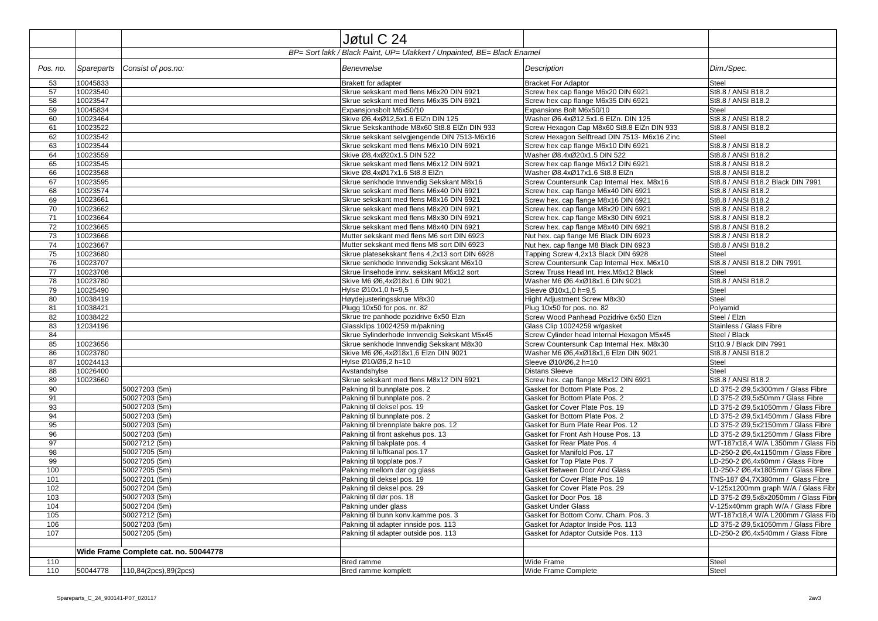| | | | Jøtul C 24 | | |
|---|---|---|---|---|---|
| | | | *BP= Sort lakk / Black Paint, UP= Ulakkert / Unpainted, BE= Black Enamel* | | |
| *Pos. no.* | *Spareparts* | *Consist of pos.no:* | *Benevnelse* | *Description* | *Dim./Spec.* |
| 53 | 10045833 | | Brakett for adapter | Bracket For Adaptor | Steel |
| 57 | 10023540 | | Skrue sekskant med flens M6x20 DIN 6921 | Screw hex cap flange M6x20 DIN 6921 | St8.8 / ANSI B18.2 |
| 58 | 10023547 | | Skrue sekskant med flens M6x35 DIN 6921 | Screw hex cap flange M6x35 DIN 6921 | St8.8 / ANSI B18.2 |
| 59 | 10045834 | | Expansjonsbolt M6x50/10 | Expansions Bolt M6x50/10 | Steel |
| 60 | 10023464 | | Skive Ø6,4xØ12,5x1.6 ElZn DIN 125 | Washer Ø6.4xØ12.5x1.6 ElZn. DIN 125 | St8.8 / ANSI B18.2 |
| 61 | 10023522 | | Skrue Sekskanthode M8x60 St8.8 ElZn DIN 933 | Screw Hexagon Cap M8x60 St8.8 ElZn DIN 933 | St8.8 / ANSI B18.2 |
| 62 | 10023542 | | Skrue sekskant selvgjengende DIN 7513-M6x16 | Screw Hexagon Selftread DIN 7513- M6x16 Zinc | Steel |
| 63 | 10023544 | | Skrue sekskant med flens M6x10 DIN 6921 | Screw hex cap flange M6x10 DIN 6921 | St8.8 / ANSI B18.2 |
| 64 | 10023559 | | Skive Ø8,4xØ20x1.5 DIN 522 | Washer Ø8.4xØ20x1.5 DIN 522 | St8.8 / ANSI B18.2 |
| 65 | 10023545 | | Skrue sekskant med flens M6x12 DIN 6921 | Screw hex cap flange M6x12 DIN 6921 | St8.8 / ANSI B18.2 |
| 66 | 10023568 | | Skive Ø8,4xØ17x1.6 St8.8 ElZn | Washer Ø8.4xØ17x1.6 St8.8 ElZn | St8.8 / ANSI B18.2 |
| 67 | 10023595 | | Skrue senkhode Innvendig Sekskant M8x16 | Screw Countersunk Cap Internal Hex. M8x16 | St8.8 / ANSI B18.2 Black DIN 7991 |
| 68 | 10023574 | | Skrue sekskant med flens M6x40 DIN 6921 | Screw hex. cap flange M6x40 DIN 6921 | St8.8 / ANSI B18.2 |
| 69 | 10023661 | | Skrue sekskant med flens M8x16 DIN 6921 | Screw hex. cap flange M8x16 DIN 6921 | St8.8 / ANSI B18.2 |
| 70 | 10023662 | | Skrue sekskant med flens M8x20 DIN 6921 | Screw hex. cap flange M8x20 DIN 6921 | St8.8 / ANSI B18.2 |
| 71 | 10023664 | | Skrue sekskant med flens M8x30 DIN 6921 | Screw hex. cap flange M8x30 DIN 6921 | St8.8 / ANSI B18.2 |
| 72 | 10023665 | | Skrue sekskant med flens M8x40 DIN 6921 | Screw hex. cap flange M8x40 DIN 6921 | St8.8 / ANSI B18.2 |
| 73 | 10023666 | | Mutter sekskant med flens M6 sort DIN 6923 | Nut hex. cap flange M6 Black DIN 6923 | St8.8 / ANSI B18.2 |
| 74 | 10023667 | | Mutter sekskant med flens M8 sort DIN 6923 | Nut hex. cap flange M8 Black DIN 6923 | St8.8 / ANSI B18.2 |
| 75 | 10023680 | | Skrue platesekskant flens 4,2x13 sort DIN 6928 | Tapping Screw 4,2x13 Black DIN 6928 | Steel |
| 76 | 10023707 | | Skrue senkhode Innvendig Sekskant M6x10 | Screw Countersunk Cap Internal Hex. M6x10 | St8.8 / ANSI B18.2 DIN 7991 |
| 77 | 10023708 | | Skrue linsehode innv. sekskant M6x12 sort | Screw Truss Head Int. Hex.M6x12 Black | Steel |
| 78 | 10023780 | | Skive M6 Ø6,4xØ18x1.6 DIN 9021 | Washer M6 Ø6.4xØ18x1.6 DIN 9021 | St8.8 / ANSI B18.2 |
| 79 | 10025490 | | Hylse Ø10x1,0 h=9,5 | Sleeve Ø10x1,0 h=9,5 | Steel |
| 80 | 10038419 | | Høydejusteringsskrue M8x30 | Hight Adjustment Screw M8x30 | Steel |
| 81 | 10038421 | | Plugg 10x50 for pos. nr. 82 | Plug 10x50 for pos. no. 82 | Polyamid |
| 82 | 10038422 | | Skrue tre panhode pozidrive 6x50 Elzn | Screw Wood Panhead Pozidrive 6x50 Elzn | Steel / Elzn |
| 83 | 12034196 | | Glassklips 10024259 m/pakning | Glass Clip 10024259 w/gasket | Stainless / Glass Fibre |
| 84 | | | Skrue Sylinderhode Innvendig Sekskant M5x45 | Screw Cylinder head Internal Hexagon M5x45 | Steel / Black |
| 85 | 10023656 | | Skrue senkhode Innvendig Sekskant M8x30 | Screw Countersunk Cap Internal Hex. M8x30 | St10.9 / Black DIN 7991 |
| 86 | 10023780 | | Skive M6 Ø6,4xØ18x1,6 Elzn DIN 9021 | Washer M6 Ø6,4xØ18x1,6 Elzn DIN 9021 | St8.8 / ANSI B18.2 |
| 87 | 10024413 | | Hylse Ø10/Ø6,2 h=10 | Sleeve Ø10/Ø6,2 h=10 | Steel |
| 88 | 10026400 | | Avstandshylse | Distans Sleeve | Steel |
| 89 | 10023660 | | Skrue sekskant med flens M8x12 DIN 6921 | Screw hex. cap flange M8x12 DIN 6921 | St8.8 / ANSI B18.2 |
| 90 | | 50027203 (5m) | Pakning til bunnplate pos. 2 | Gasket for Bottom Plate Pos. 2 | LD 375-2 Ø9,5x300mm / Glass Fibre |
| 91 | | 50027203 (5m) | Pakning til bunnplate pos. 2 | Gasket for Bottom Plate Pos. 2 | LD 375-2 Ø9,5x50mm / Glass Fibre |
| 93 | | 50027203 (5m) | Pakning til deksel pos. 19 | Gasket for Cover Plate Pos. 19 | LD 375-2 Ø9,5x1050mm / Glass Fibre |
| 94 | | 50027203 (5m) | Pakning til bunnplate pos. 2 | Gasket for Bottom Plate Pos. 2 | LD 375-2 Ø9,5x1450mm / Glass Fibre |
| 95 | | 50027203 (5m) | Pakning til brennplate bakre pos. 12 | Gasket for Burn Plate Rear Pos. 12 | LD 375-2 Ø9,5x2150mm / Glass Fibre |
| 96 | | 50027203 (5m) | Pakning til front askehus pos. 13 | Gasket for Front Ash House Pos. 13 | LD 375-2 Ø9,5x1250mm / Glass Fibre |
| 97 | | 50027212 (5m) | Pakning til bakplate pos. 4 | Gasket for Rear Plate Pos. 4 | WT-187x18,4 W/A L350mm / Glass Fib |
| 98 | | 50027205 (5m) | Pakning til luftkanal pos.17 | Gasket for Manifold Pos. 17 | LD-250-2 Ø6,4x1150mm / Glass Fibre |
| 99 | | 50027205 (5m) | Pakning til topplate pos.7 | Gasket for Top Plate Pos. 7 | LD-250-2 Ø6,4x60mm / Glass Fibre |
| 100 | | 50027205 (5m) | Pakning mellom dør og glass | Gasket Between Door And Glass | LD-250-2 Ø6,4x1805mm / Glass Fibre |
| 101 | | 50027201 (5m) | Pakning til deksel pos. 19 | Gasket for Cover Plate Pos. 19 | TNS-187 Ø4,7X380mm / Glass Fibre |
| 102 | | 50027204 (5m) | Pakning til deksel pos. 29 | Gasket for Cover Plate Pos. 29 | V-125x1200mm graph W/A / Glass Fibr |
| 103 | | 50027203 (5m) | Pakning til dør pos. 18 | Gasket for Door Pos. 18 | LD 375-2 Ø9,5x8x2050mm / Glass Fibr |
| 104 | | 50027204 (5m) | Pakning under glass | Gasket Under Glass | V-125x40mm graph W/A / Glass Fibre |
| 105 | | 50027212 (5m) | Pakning til bunn konv.kamme pos. 3 | Gasket for Bottom Conv. Cham. Pos. 3 | WT-187x18,4 W/A L200mm / Glass Fib |
| 106 | | 50027203 (5m) | Pakning til adapter innside pos. 113 | Gasket for Adaptor Inside Pos. 113 | LD 375-2 Ø9,5x1050mm / Glass Fibre |
| 107 | | 50027205 (5m) | Pakning til adapter outside pos. 113 | Gasket for Adaptor Outside Pos. 113 | LD-250-2 Ø6,4x540mm / Glass Fibre |
| | | | | | |
| | **Wide Frame Complete cat. no. 50044778** | | | | |
| 110 | | | Bred ramme | Wide Frame | Steel |
| 110 | 50044778 | 110,84(2pcs),89(2pcs) | Bred ramme komplett | Wide Frame Complete | Steel |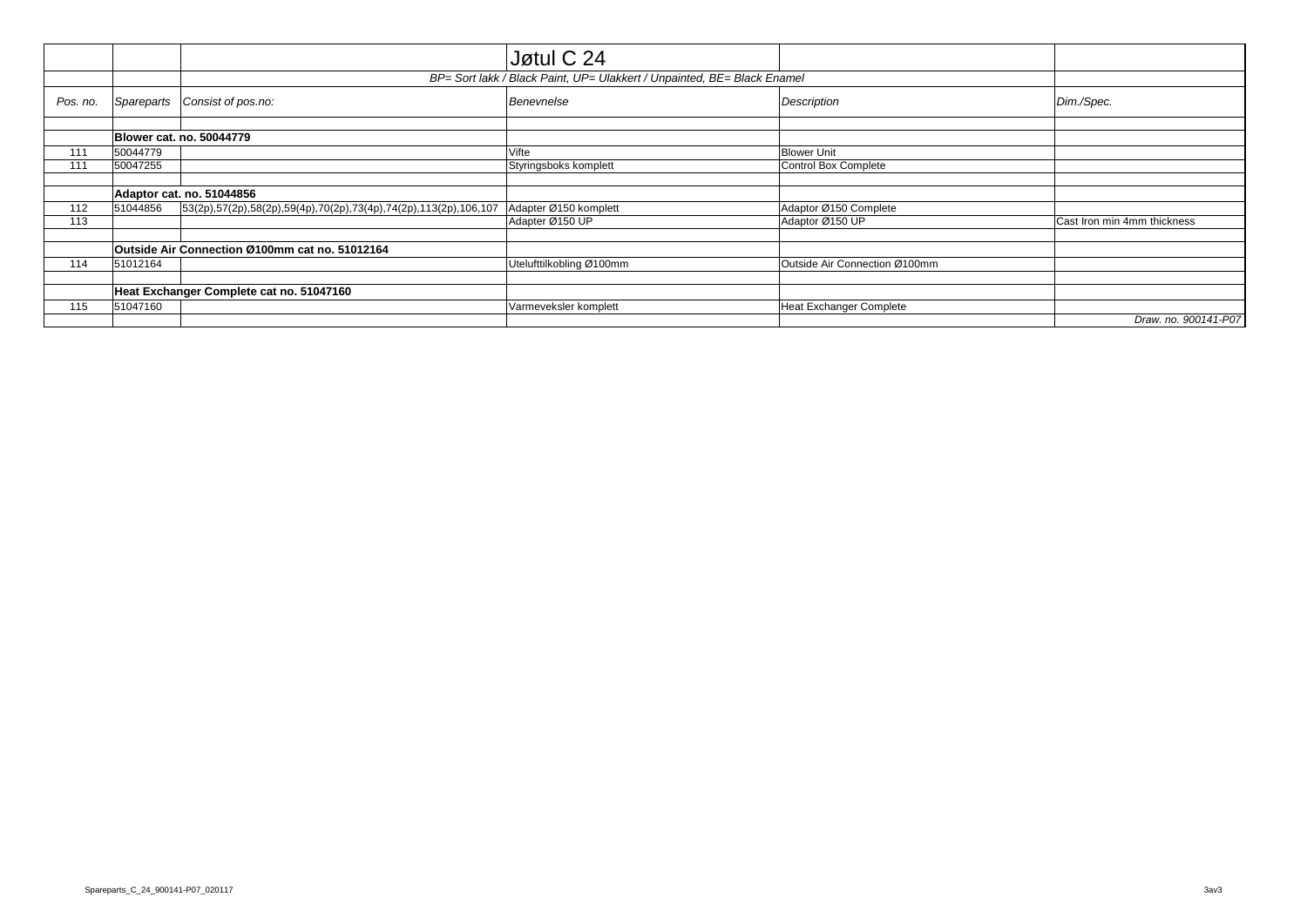| | | | Jøtul C 24 | | |
|---|---|---|---|---|---|
| | | *BP= Sort lakk / Black Paint, UP= Ulakkert / Unpainted, BE= Black Enamel* | | | |
| *Pos. no.* | *Spareparts* | *Consist of pos.no:* | *Benevnelse* | *Description* | *Dim./Spec.* |
| | | | | | |
| | **Blower cat. no. 50044779** | | | | |
| 111 | 50044779 | | Vifte | Blower Unit | |
| 111 | 50047255 | | Styringsboks komplett | Control Box Complete | |
| | | | | | |
| | **Adaptor cat. no. 51044856** | | | | |
| 112 | 51044856 | 53(2p),57(2p),58(2p),59(4p),70(2p),73(4p),74(2p),113(2p),106,107 | Adapter Ø150 komplett | Adaptor Ø150 Complete | |
| 113 | | | Adapter Ø150 UP | Adaptor Ø150 UP | Cast Iron min 4mm thickness |
| | | | | | |
| | **Outside Air Connection Ø100mm cat no. 51012164** | | | | |
| 114 | 51012164 | | Utelufttilkobling Ø100mm | Outside Air Connection Ø100mm | |
| | | | | | |
| | **Heat Exchanger Complete cat no. 51047160** | | | | |
| 115 | 51047160 | | Varmeveksler komplett | Heat Exchanger Complete | |
| | | | | | *Draw. no. 900141-P07* |

Spareparts_C_24_900141-P07_020117